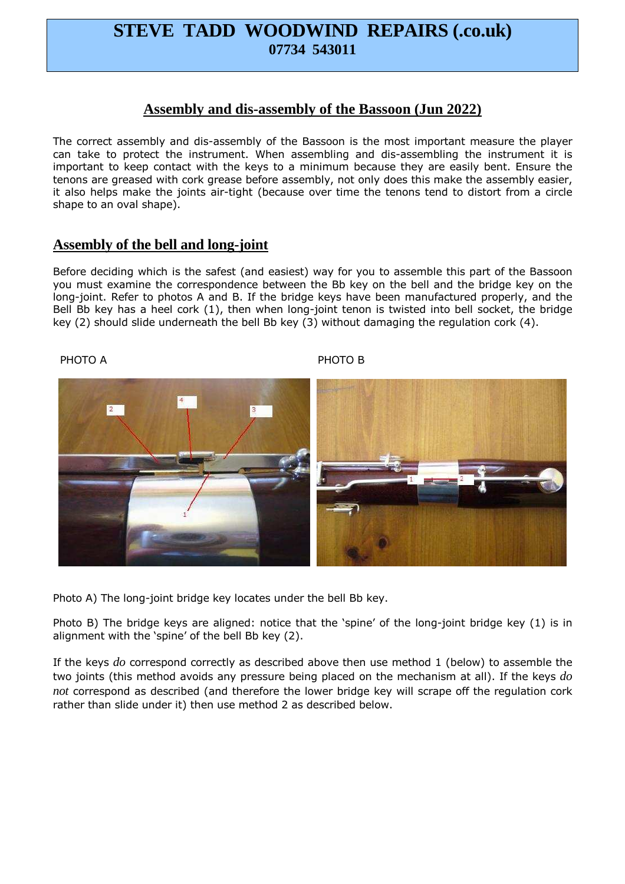# STEVE TADD WOODWIND REPAIRS (.co.uk)
**07734 543011**

## Assembly and dis-assembly of the Bassoon (Jun 2022)

The correct assembly and dis-assembly of the Bassoon is the most important measure the player can take to protect the instrument. When assembling and dis-assembling the instrument it is important to keep contact with the keys to a minimum because they are easily bent. Ensure the tenons are greased with cork grease before assembly, not only does this make the assembly easier, it also helps make the joints air-tight (because over time the tenons tend to distort from a circle shape to an oval shape).

## Assembly of the bell and long-joint

Before deciding which is the safest (and easiest) way for you to assemble this part of the Bassoon you must examine the correspondence between the Bb key on the bell and the bridge key on the long-joint. Refer to photos A and B. If the bridge keys have been manufactured properly, and the Bell Bb key has a heel cork (1), then when long-joint tenon is twisted into bell socket, the bridge key (2) should slide underneath the bell Bb key (3) without damaging the regulation cork (4).

PHOTO A

PHOTO B

Photo A) The long-joint bridge key locates under the bell Bb key.

Photo B) The bridge keys are aligned: notice that the 'spine' of the long-joint bridge key (1) is in alignment with the 'spine' of the bell Bb key (2).

If the keys *do* correspond correctly as described above then use method 1 (below) to assemble the two joints (this method avoids any pressure being placed on the mechanism at all). If the keys *do not* correspond as described (and therefore the lower bridge key will scrape off the regulation cork rather than slide under it) then use method 2 as described below.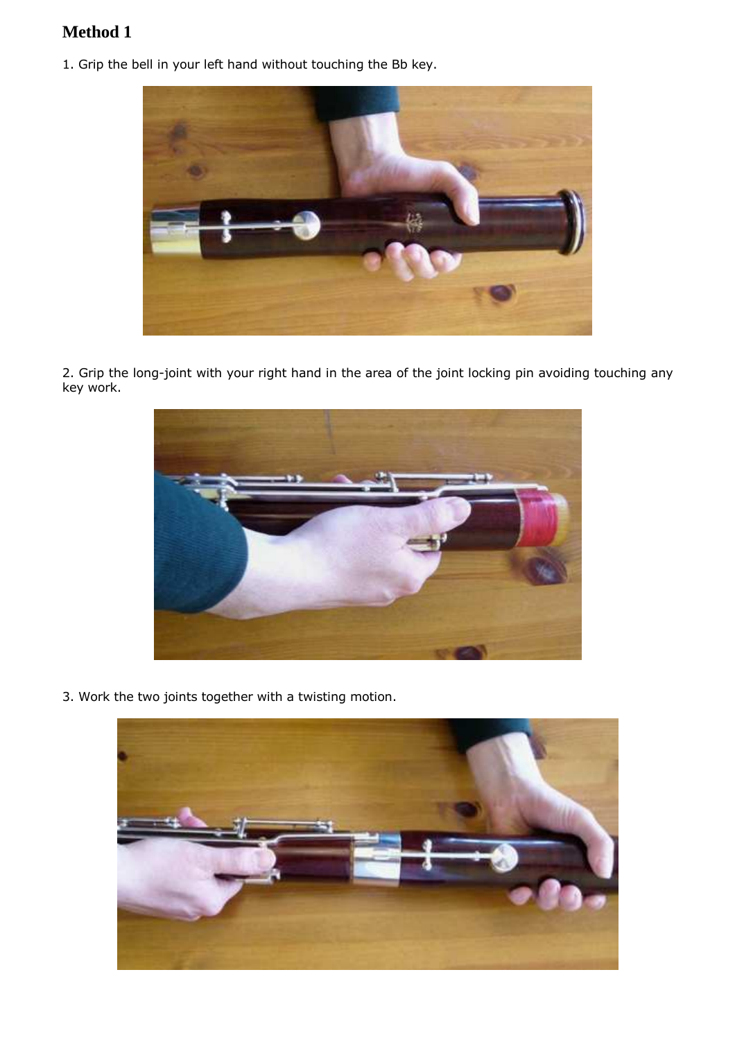# Method 1

1. Grip the bell in your left hand without touching the Bb key.

2. Grip the long-joint with your right hand in the area of the joint locking pin avoiding touching any key work.

3. Work the two joints together with a twisting motion.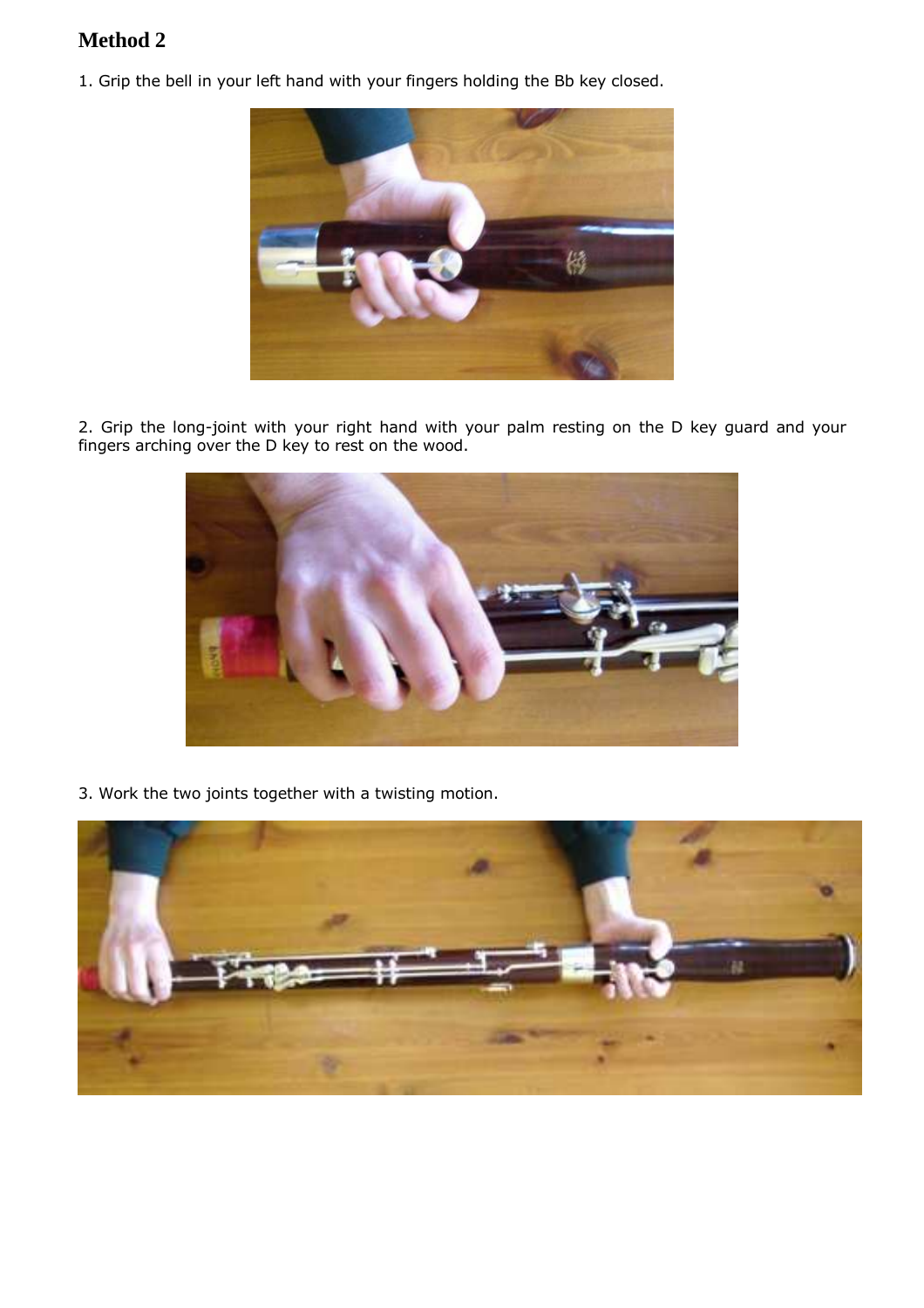## Method 2

1. Grip the bell in your left hand with your fingers holding the Bb key closed.

2. Grip the long-joint with your right hand with your palm resting on the D key guard and your fingers arching over the D key to rest on the wood.

3. Work the two joints together with a twisting motion.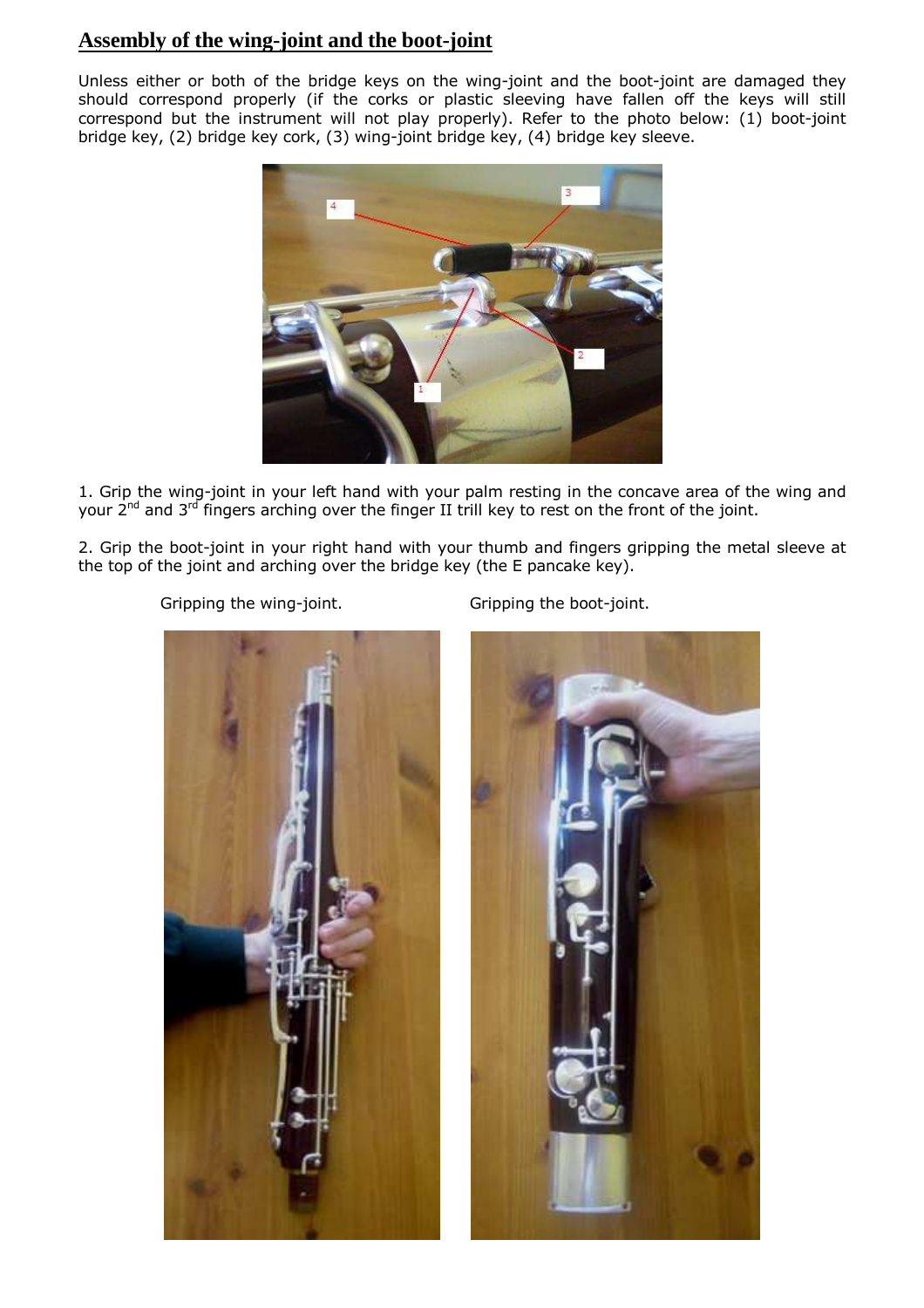## Assembly of the wing-joint and the boot-joint

Unless either or both of the bridge keys on the wing-joint and the boot-joint are damaged they should correspond properly (if the corks or plastic sleeving have fallen off the keys will still correspond but the instrument will not play properly). Refer to the photo below: (1) boot-joint bridge key, (2) bridge key cork, (3) wing-joint bridge key, (4) bridge key sleeve.

1. Grip the wing-joint in your left hand with your palm resting in the concave area of the wing and your 2nd and 3rd fingers arching over the finger II trill key to rest on the front of the joint.

2. Grip the boot-joint in your right hand with your thumb and fingers gripping the metal sleeve at the top of the joint and arching over the bridge key (the E pancake key).

Gripping the wing-joint.

Gripping the boot-joint.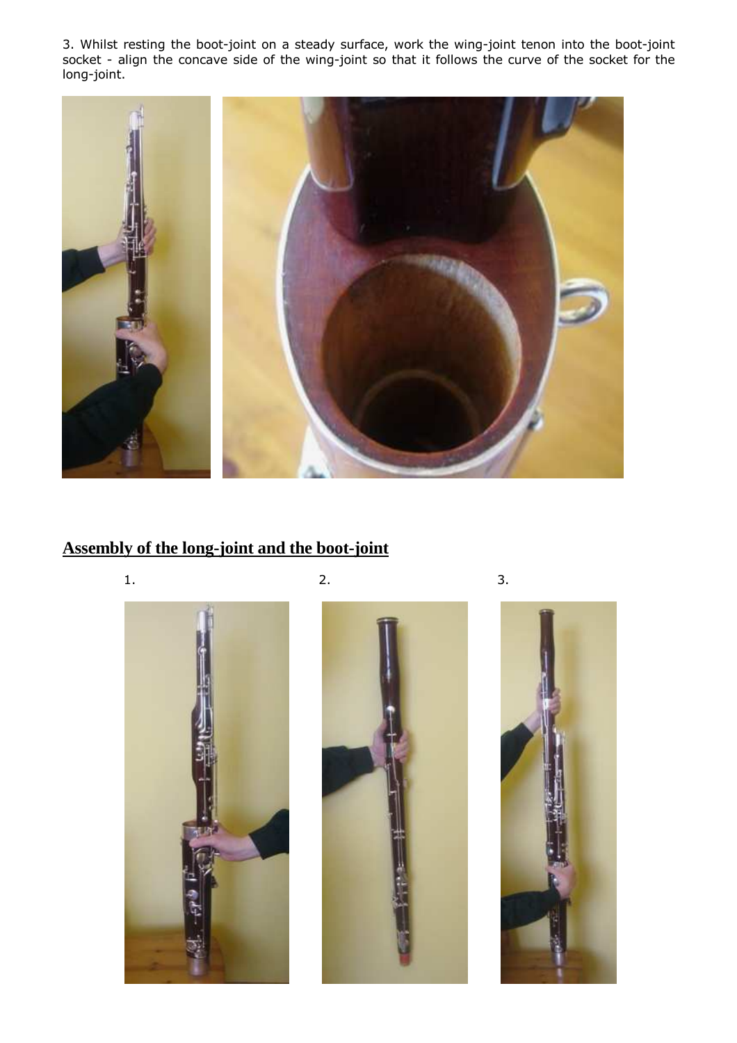3. Whilst resting the boot-joint on a steady surface, work the wing-joint tenon into the boot-joint socket - align the concave side of the wing-joint so that it follows the curve of the socket for the long-joint.

## Assembly of the long-joint and the boot-joint

1.

2.

3.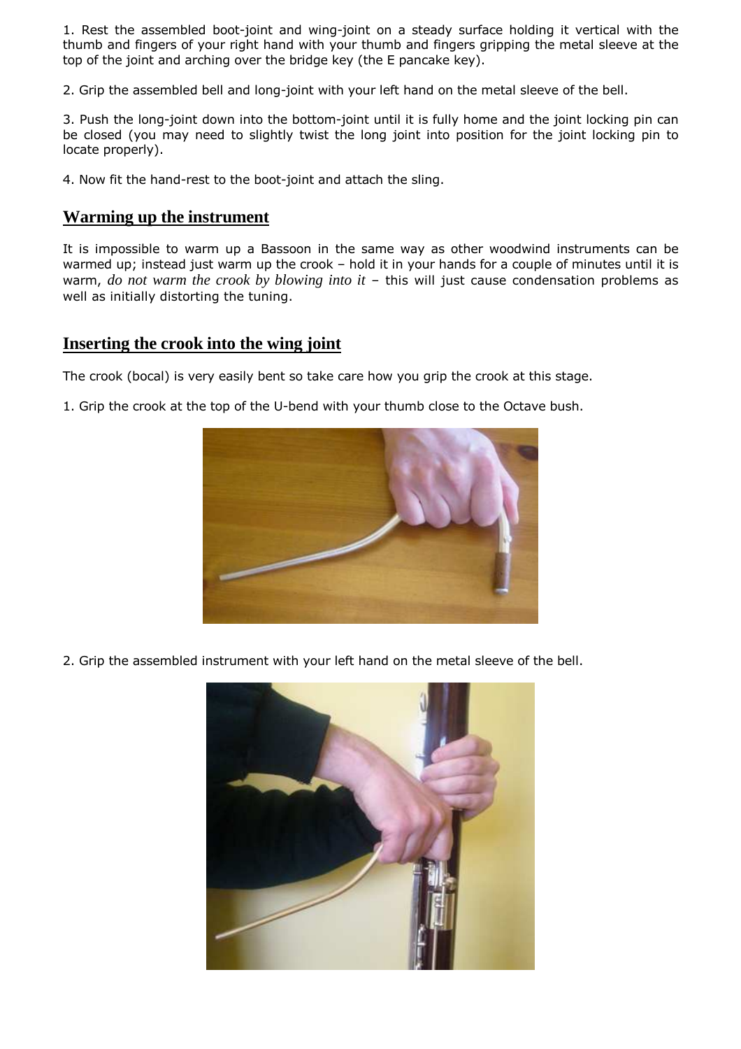1. Rest the assembled boot-joint and wing-joint on a steady surface holding it vertical with the thumb and fingers of your right hand with your thumb and fingers gripping the metal sleeve at the top of the joint and arching over the bridge key (the E pancake key).

2. Grip the assembled bell and long-joint with your left hand on the metal sleeve of the bell.

3. Push the long-joint down into the bottom-joint until it is fully home and the joint locking pin can be closed (you may need to slightly twist the long joint into position for the joint locking pin to locate properly).

4. Now fit the hand-rest to the boot-joint and attach the sling.

## Warming up the instrument

It is impossible to warm up a Bassoon in the same way as other woodwind instruments can be warmed up; instead just warm up the crook – hold it in your hands for a couple of minutes until it is warm, *do not warm the crook by blowing into it* – this will just cause condensation problems as well as initially distorting the tuning.

## Inserting the crook into the wing joint

The crook (bocal) is very easily bent so take care how you grip the crook at this stage.

1. Grip the crook at the top of the U-bend with your thumb close to the Octave bush.

2. Grip the assembled instrument with your left hand on the metal sleeve of the bell.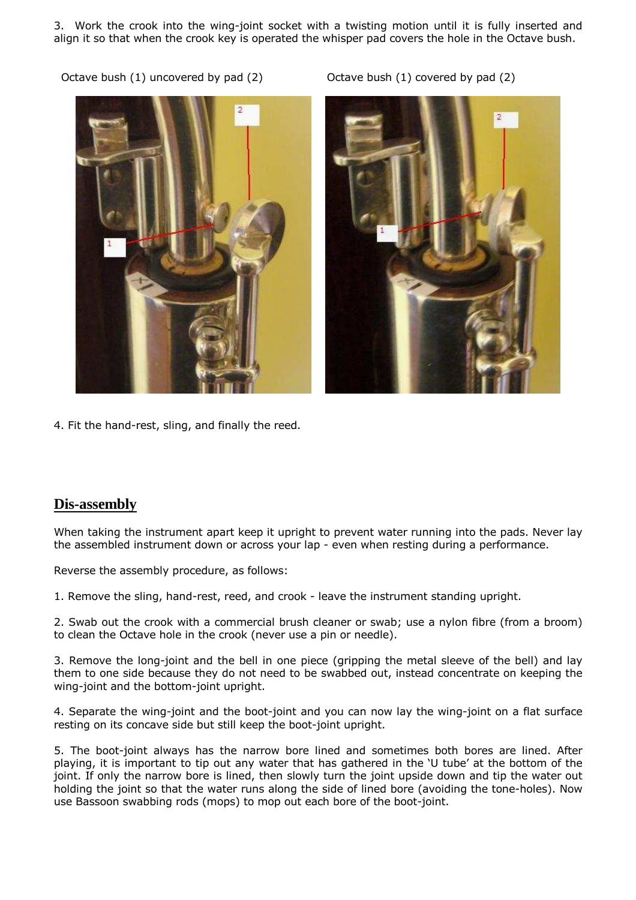3. Work the crook into the wing-joint socket with a twisting motion until it is fully inserted and align it so that when the crook key is operated the whisper pad covers the hole in the Octave bush.

Octave bush (1) uncovered by pad (2)

Octave bush (1) covered by pad (2)

4. Fit the hand-rest, sling, and finally the reed.

## Dis-assembly

When taking the instrument apart keep it upright to prevent water running into the pads. Never lay the assembled instrument down or across your lap - even when resting during a performance.

Reverse the assembly procedure, as follows:

1. Remove the sling, hand-rest, reed, and crook - leave the instrument standing upright.

2. Swab out the crook with a commercial brush cleaner or swab; use a nylon fibre (from a broom) to clean the Octave hole in the crook (never use a pin or needle).

3. Remove the long-joint and the bell in one piece (gripping the metal sleeve of the bell) and lay them to one side because they do not need to be swabbed out, instead concentrate on keeping the wing-joint and the bottom-joint upright.

4. Separate the wing-joint and the boot-joint and you can now lay the wing-joint on a flat surface resting on its concave side but still keep the boot-joint upright.

5. The boot-joint always has the narrow bore lined and sometimes both bores are lined. After playing, it is important to tip out any water that has gathered in the 'U tube' at the bottom of the joint. If only the narrow bore is lined, then slowly turn the joint upside down and tip the water out holding the joint so that the water runs along the side of lined bore (avoiding the tone-holes). Now use Bassoon swabbing rods (mops) to mop out each bore of the boot-joint.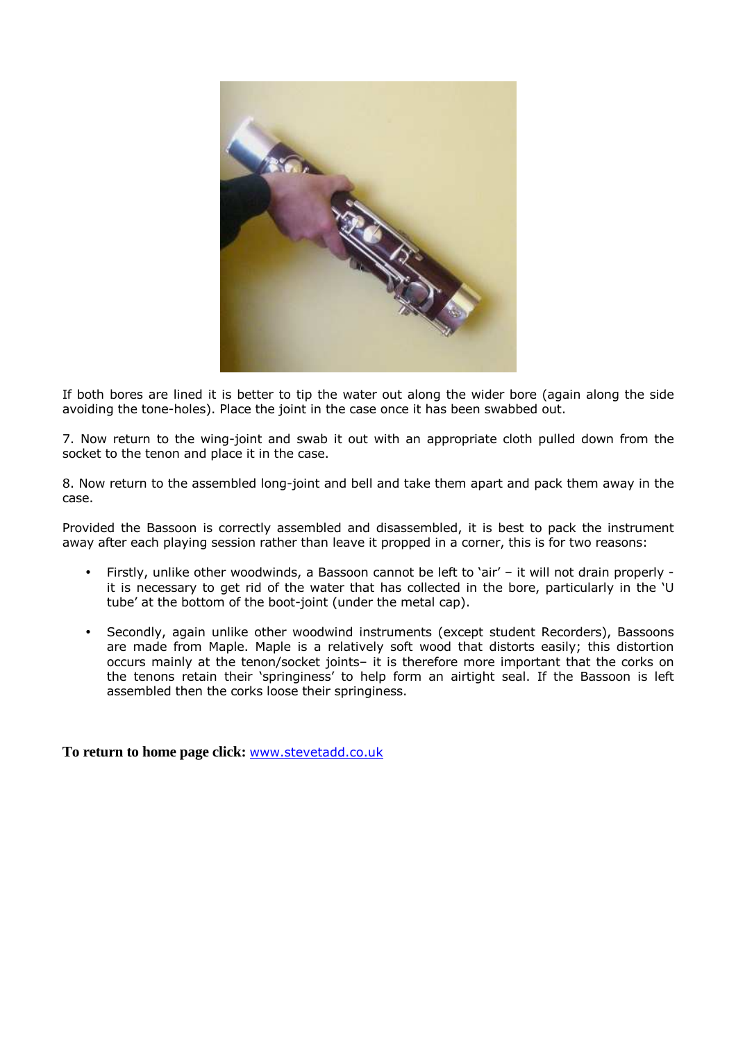If both bores are lined it is better to tip the water out along the wider bore (again along the side avoiding the tone-holes). Place the joint in the case once it has been swabbed out.

7. Now return to the wing-joint and swab it out with an appropriate cloth pulled down from the socket to the tenon and place it in the case.

8. Now return to the assembled long-joint and bell and take them apart and pack them away in the case.

Provided the Bassoon is correctly assembled and disassembled, it is best to pack the instrument away after each playing session rather than leave it propped in a corner, this is for two reasons:

- Firstly, unlike other woodwinds, a Bassoon cannot be left to 'air' – it will not drain properly - it is necessary to get rid of the water that has collected in the bore, particularly in the 'U tube' at the bottom of the boot-joint (under the metal cap).

- Secondly, again unlike other woodwind instruments (except student Recorders), Bassoons are made from Maple. Maple is a relatively soft wood that distorts easily; this distortion occurs mainly at the tenon/socket joints– it is therefore more important that the corks on the tenons retain their 'springiness' to help form an airtight seal. If the Bassoon is left assembled then the corks loose their springiness.

**To return to home page click:** [www.stevetadd.co.uk](http://www.stevetadd.co.uk)